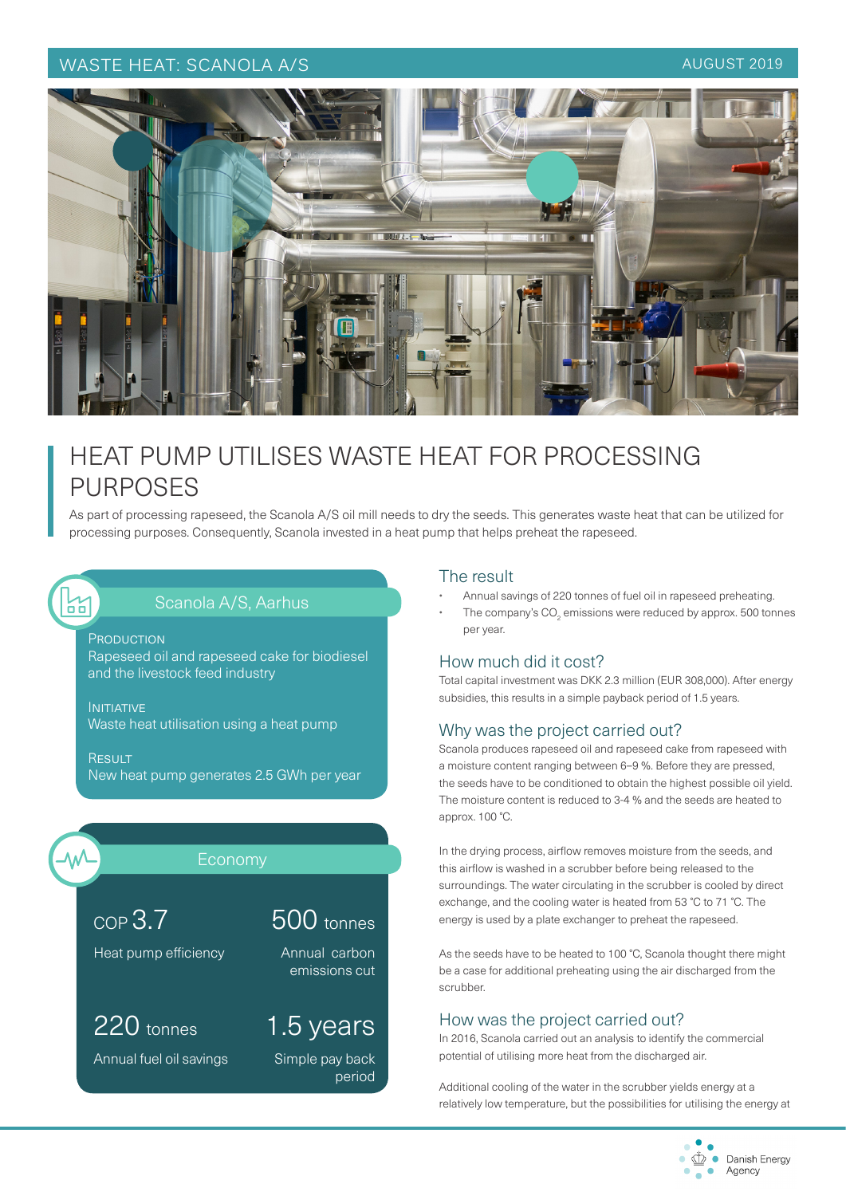WASTE HEAT: SCANOLA A/S

AUGUST 2019

# HEAT PUMP UTILISES WASTE HEAT FOR PROCESSING PURPOSES

As part of processing rapeseed, the Scanola A/S oil mill needs to dry the seeds. This generates waste heat that can be utilized for processing purposes. Consequently, Scanola invested in a heat pump that helps preheat the rapeseed.

### Scanola A/S, Aarhus

**PRODUCTION**
Rapeseed oil and rapeseed cake for biodiesel and the livestock feed industry

**INITIATIVE**
Waste heat utilisation using a heat pump

**RESULT**
New heat pump generates 2.5 GWh per year

### Economy

| | |
|---|---|
| COP 3.7 | 500 tonnes |
| Heat pump efficiency | Annual carbon emissions cut |
| 220 tonnes | 1.5 years |
| Annual fuel oil savings | Simple pay back period |

## The result

- Annual savings of 220 tonnes of fuel oil in rapeseed preheating.
- The company's $CO_2$ emissions were reduced by approx. 500 tonnes per year.

## How much did it cost?

Total capital investment was DKK 2.3 million (EUR 308,000). After energy subsidies, this results in a simple payback period of 1.5 years.

## Why was the project carried out?

Scanola produces rapeseed oil and rapeseed cake from rapeseed with a moisture content ranging between 6–9 %. Before they are pressed, the seeds have to be conditioned to obtain the highest possible oil yield. The moisture content is reduced to 3-4 % and the seeds are heated to approx. 100 °C.

In the drying process, airflow removes moisture from the seeds, and this airflow is washed in a scrubber before being released to the surroundings. The water circulating in the scrubber is cooled by direct exchange, and the cooling water is heated from 53 °C to 71 °C. The energy is used by a plate exchanger to preheat the rapeseed.

As the seeds have to be heated to 100 °C, Scanola thought there might be a case for additional preheating using the air discharged from the scrubber.

## How was the project carried out?

In 2016, Scanola carried out an analysis to identify the commercial potential of utilising more heat from the discharged air.

Additional cooling of the water in the scrubber yields energy at a relatively low temperature, but the possibilities for utilising the energy at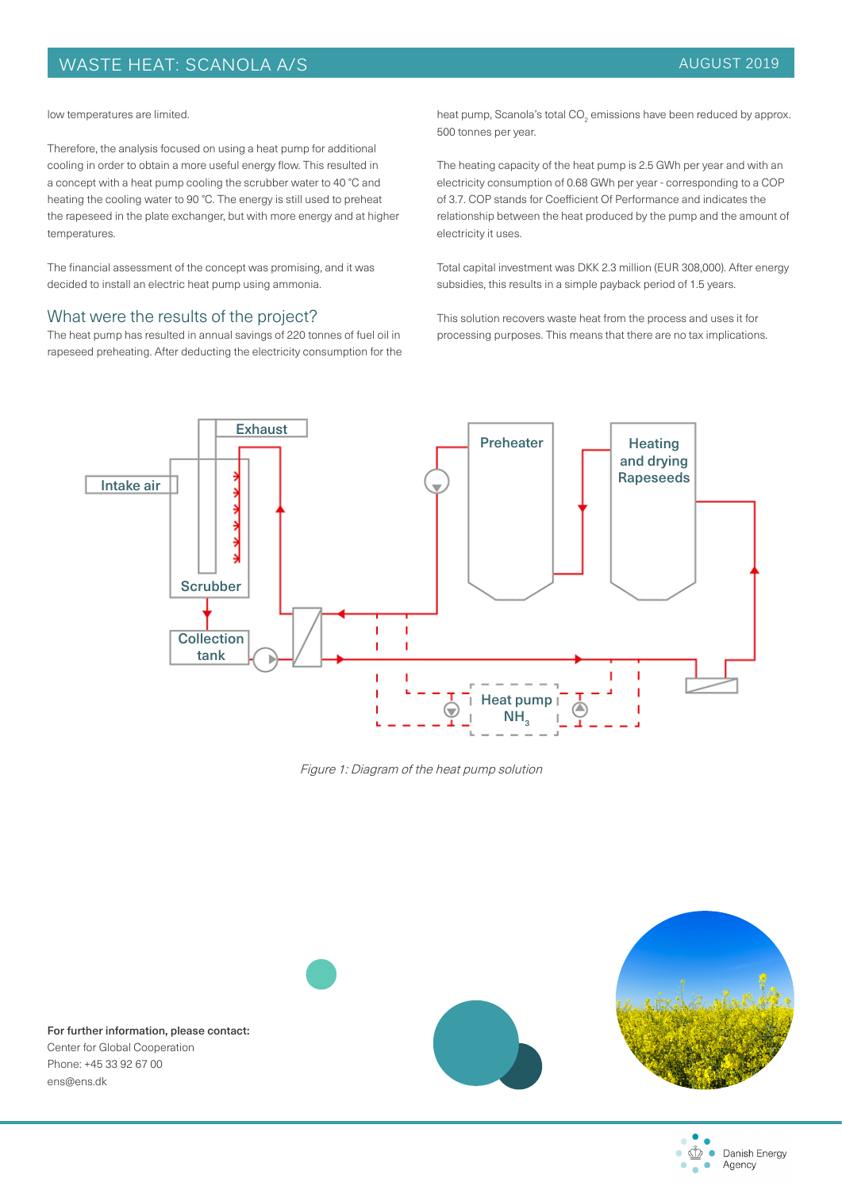low temperatures are limited.

Therefore, the analysis focused on using a heat pump for additional cooling in order to obtain a more useful energy flow. This resulted in a concept with a heat pump cooling the scrubber water to 40 °C and heating the cooling water to 90 °C. The energy is still used to preheat the rapeseed in the plate exchanger, but with more energy and at higher temperatures.

The financial assessment of the concept was promising, and it was decided to install an electric heat pump using ammonia.

## What were the results of the project?

The heat pump has resulted in annual savings of 220 tonnes of fuel oil in rapeseed preheating. After deducting the electricity consumption for the heat pump, Scanola's total $CO_2$ emissions have been reduced by approx. 500 tonnes per year.

The heating capacity of the heat pump is 2.5 GWh per year and with an electricity consumption of 0.68 GWh per year - corresponding to a COP of 3.7. COP stands for Coefficient Of Performance and indicates the relationship between the heat produced by the pump and the amount of electricity it uses.

Total capital investment was DKK 2.3 million (EUR 308,000). After energy subsidies, this results in a simple payback period of 1.5 years.

This solution recovers waste heat from the process and uses it for processing purposes. This means that there are no tax implications.

Exhaust

Intake air

Scrubber

Collection tank

Preheater

Heating and drying Rapeseeds

Heat pump $NH_3$

*Figure 1: Diagram of the heat pump solution*

**For further information, please contact:**
Center for Global Cooperation
Phone: +45 33 92 67 00
ens@ens.dk